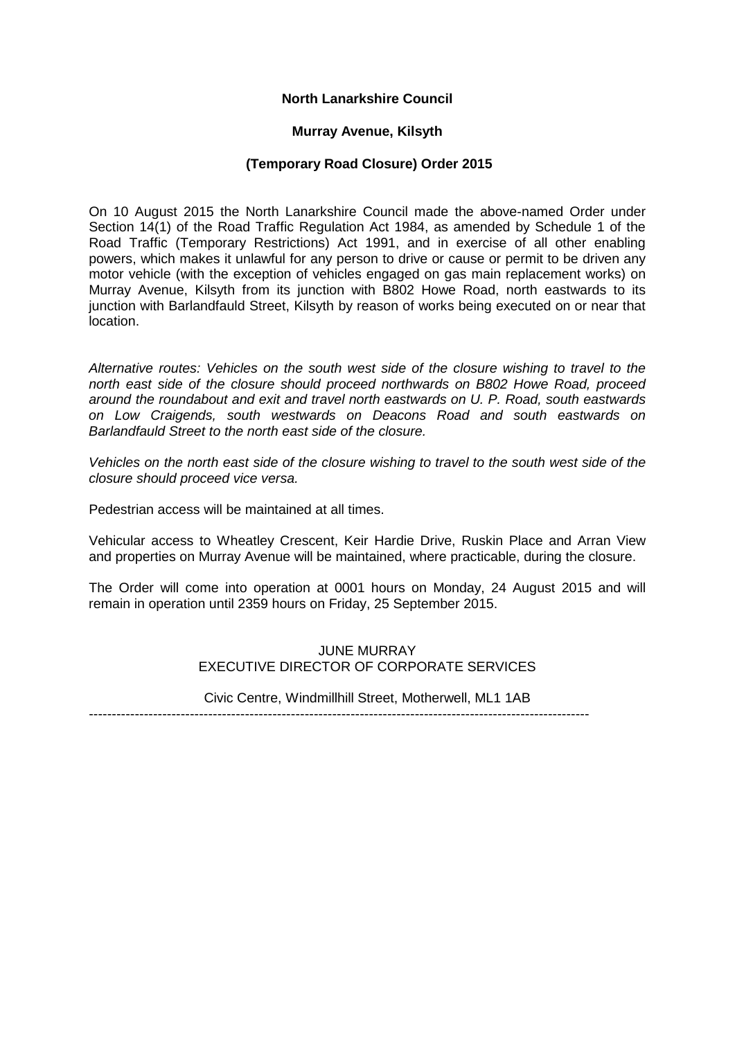**North Lanarkshire Council**

**Murray Avenue, Kilsyth**

**(Temporary Road Closure) Order 2015**

On 10 August 2015 the North Lanarkshire Council made the above-named Order under Section 14(1) of the Road Traffic Regulation Act 1984, as amended by Schedule 1 of the Road Traffic (Temporary Restrictions) Act 1991, and in exercise of all other enabling powers, which makes it unlawful for any person to drive or cause or permit to be driven any motor vehicle (with the exception of vehicles engaged on gas main replacement works) on Murray Avenue, Kilsyth from its junction with B802 Howe Road, north eastwards to its junction with Barlandfauld Street, Kilsyth by reason of works being executed on or near that location.

*Alternative routes: Vehicles on the south west side of the closure wishing to travel to the north east side of the closure should proceed northwards on B802 Howe Road, proceed around the roundabout and exit and travel north eastwards on U. P. Road, south eastwards on Low Craigends, south westwards on Deacons Road and south eastwards on Barlandfauld Street to the north east side of the closure.*

*Vehicles on the north east side of the closure wishing to travel to the south west side of the closure should proceed vice versa.*

Pedestrian access will be maintained at all times.

Vehicular access to Wheatley Crescent, Keir Hardie Drive, Ruskin Place and Arran View and properties on Murray Avenue will be maintained, where practicable, during the closure.

The Order will come into operation at 0001 hours on Monday, 24 August 2015 and will remain in operation until 2359 hours on Friday, 25 September 2015.

JUNE MURRAY
EXECUTIVE DIRECTOR OF CORPORATE SERVICES

Civic Centre, Windmillhill Street, Motherwell, ML1 1AB

---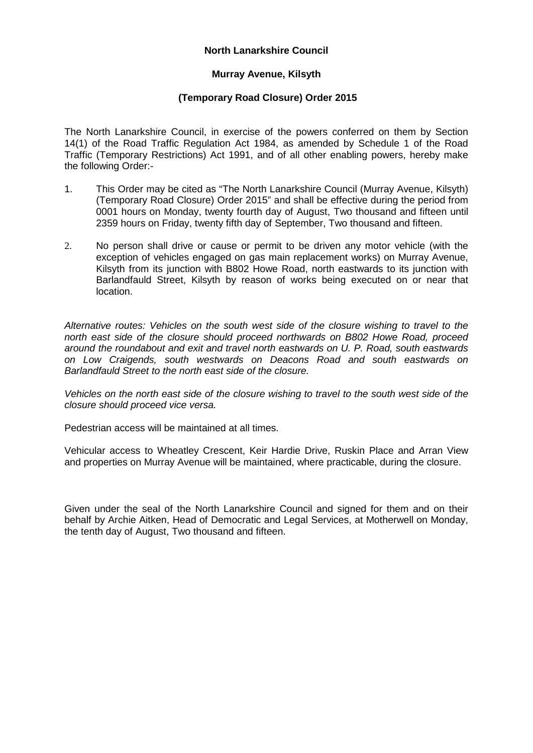**North Lanarkshire Council**

**Murray Avenue, Kilsyth**

**(Temporary Road Closure) Order 2015**

The North Lanarkshire Council, in exercise of the powers conferred on them by Section 14(1) of the Road Traffic Regulation Act 1984, as amended by Schedule 1 of the Road Traffic (Temporary Restrictions) Act 1991, and of all other enabling powers, hereby make the following Order:-

1. This Order may be cited as "The North Lanarkshire Council (Murray Avenue, Kilsyth) (Temporary Road Closure) Order 2015" and shall be effective during the period from 0001 hours on Monday, twenty fourth day of August, Two thousand and fifteen until 2359 hours on Friday, twenty fifth day of September, Two thousand and fifteen.

2. No person shall drive or cause or permit to be driven any motor vehicle (with the exception of vehicles engaged on gas main replacement works) on Murray Avenue, Kilsyth from its junction with B802 Howe Road, north eastwards to its junction with Barlandfauld Street, Kilsyth by reason of works being executed on or near that location.

*Alternative routes: Vehicles on the south west side of the closure wishing to travel to the north east side of the closure should proceed northwards on B802 Howe Road, proceed around the roundabout and exit and travel north eastwards on U. P. Road, south eastwards on Low Craigends, south westwards on Deacons Road and south eastwards on Barlandfauld Street to the north east side of the closure.*

*Vehicles on the north east side of the closure wishing to travel to the south west side of the closure should proceed vice versa.*

Pedestrian access will be maintained at all times.

Vehicular access to Wheatley Crescent, Keir Hardie Drive, Ruskin Place and Arran View and properties on Murray Avenue will be maintained, where practicable, during the closure.

Given under the seal of the North Lanarkshire Council and signed for them and on their behalf by Archie Aitken, Head of Democratic and Legal Services, at Motherwell on Monday, the tenth day of August, Two thousand and fifteen.